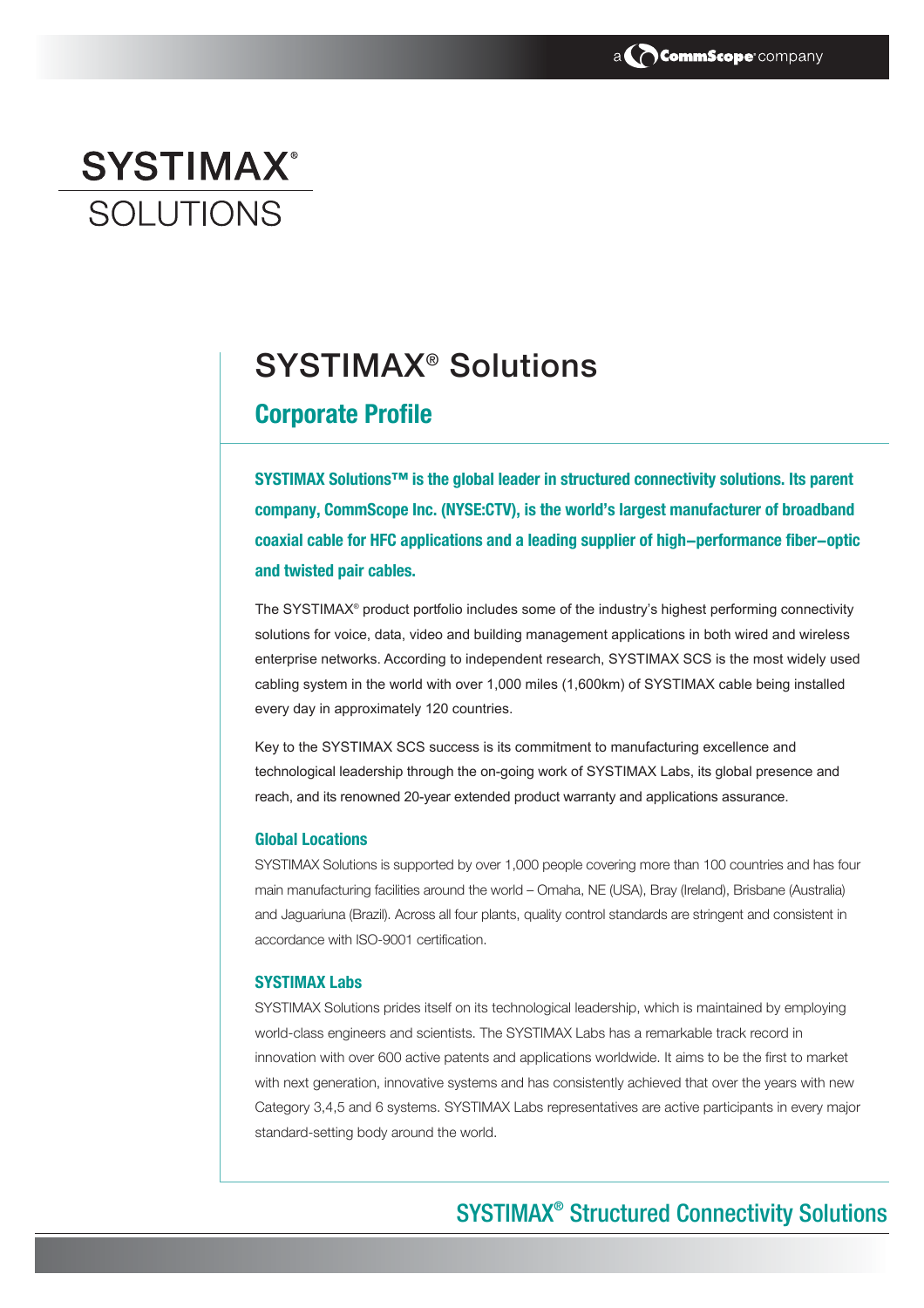# SYSTIMAX® SOLUTIONS

## SYSTIMAX® Solutions

### Corporate Profile

**SYSTIMAX Solutions™ is the global leader in structured connectivity solutions. Its parent company, CommScope Inc. (NYSE:CTV), is the world's largest manufacturer of broadband coaxial cable for HFC applications and a leading supplier of high–performance fiber–optic and twisted pair cables.**

The SYSTIMAX® product portfolio includes some of the industry's highest performing connectivity solutions for voice, data, video and building management applications in both wired and wireless enterprise networks. According to independent research, SYSTIMAX SCS is the most widely used cabling system in the world with over 1,000 miles (1,600km) of SYSTIMAX cable being installed every day in approximately 120 countries.

Key to the SYSTIMAX SCS success is its commitment to manufacturing excellence and technological leadership through the on-going work of SYSTIMAX Labs, its global presence and reach, and its renowned 20-year extended product warranty and applications assurance.

#### Global Locations

SYSTIMAX Solutions is supported by over 1,000 people covering more than 100 countries and has four main manufacturing facilities around the world – Omaha, NE (USA), Bray (Ireland), Brisbane (Australia) and Jaguariuna (Brazil). Across all four plants, quality control standards are stringent and consistent in accordance with ISO-9001 certification.

#### SYSTIMAX Labs

SYSTIMAX Solutions prides itself on its technological leadership, which is maintained by employing world-class engineers and scientists. The SYSTIMAX Labs has a remarkable track record in innovation with over 600 active patents and applications worldwide. It aims to be the first to market with next generation, innovative systems and has consistently achieved that over the years with new Category 3,4,5 and 6 systems. SYSTIMAX Labs representatives are active participants in every major standard-setting body around the world.

SYSTIMAX® Structured Connectivity Solutions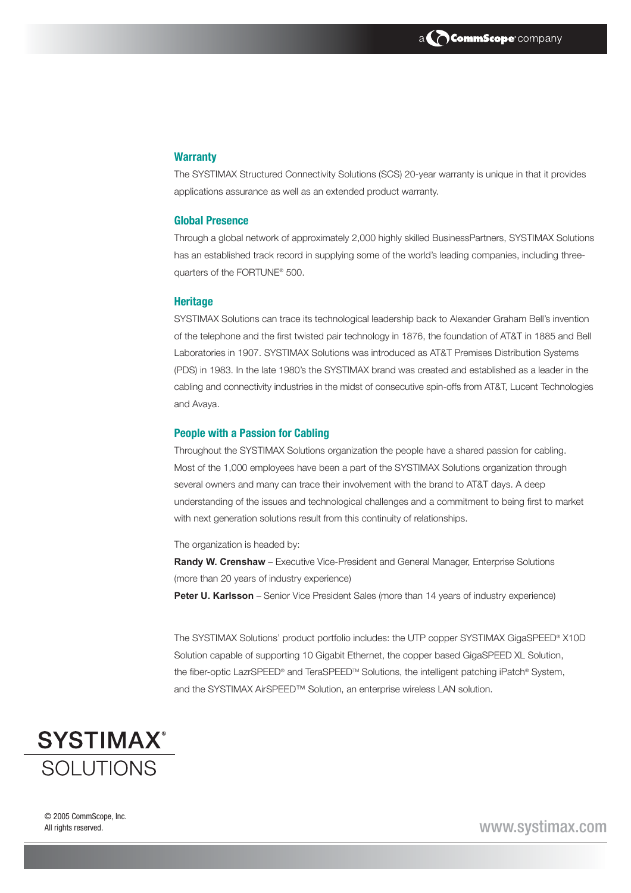## Warranty

The SYSTIMAX Structured Connectivity Solutions (SCS) 20-year warranty is unique in that it provides applications assurance as well as an extended product warranty.

## Global Presence

Through a global network of approximately 2,000 highly skilled BusinessPartners, SYSTIMAX Solutions has an established track record in supplying some of the world's leading companies, including three-quarters of the FORTUNE® 500.

## Heritage

SYSTIMAX Solutions can trace its technological leadership back to Alexander Graham Bell's invention of the telephone and the first twisted pair technology in 1876, the foundation of AT&T in 1885 and Bell Laboratories in 1907. SYSTIMAX Solutions was introduced as AT&T Premises Distribution Systems (PDS) in 1983. In the late 1980's the SYSTIMAX brand was created and established as a leader in the cabling and connectivity industries in the midst of consecutive spin-offs from AT&T, Lucent Technologies and Avaya.

## People with a Passion for Cabling

Throughout the SYSTIMAX Solutions organization the people have a shared passion for cabling. Most of the 1,000 employees have been a part of the SYSTIMAX Solutions organization through several owners and many can trace their involvement with the brand to AT&T days. A deep understanding of the issues and technological challenges and a commitment to being first to market with next generation solutions result from this continuity of relationships.

The organization is headed by:

**Randy W. Crenshaw** – Executive Vice-President and General Manager, Enterprise Solutions (more than 20 years of industry experience)

**Peter U. Karlsson** – Senior Vice President Sales (more than 14 years of industry experience)

The SYSTIMAX Solutions' product portfolio includes: the UTP copper SYSTIMAX GigaSPEED® X10D Solution capable of supporting 10 Gigabit Ethernet, the copper based GigaSPEED XL Solution, the fiber-optic LazrSPEED® and TeraSPEED™ Solutions, the intelligent patching iPatch® System, and the SYSTIMAX AirSPEED™ Solution, an enterprise wireless LAN solution.

SYSTIMAX® SOLUTIONS

© 2005 CommScope, Inc.
All rights reserved.

www.systimax.com